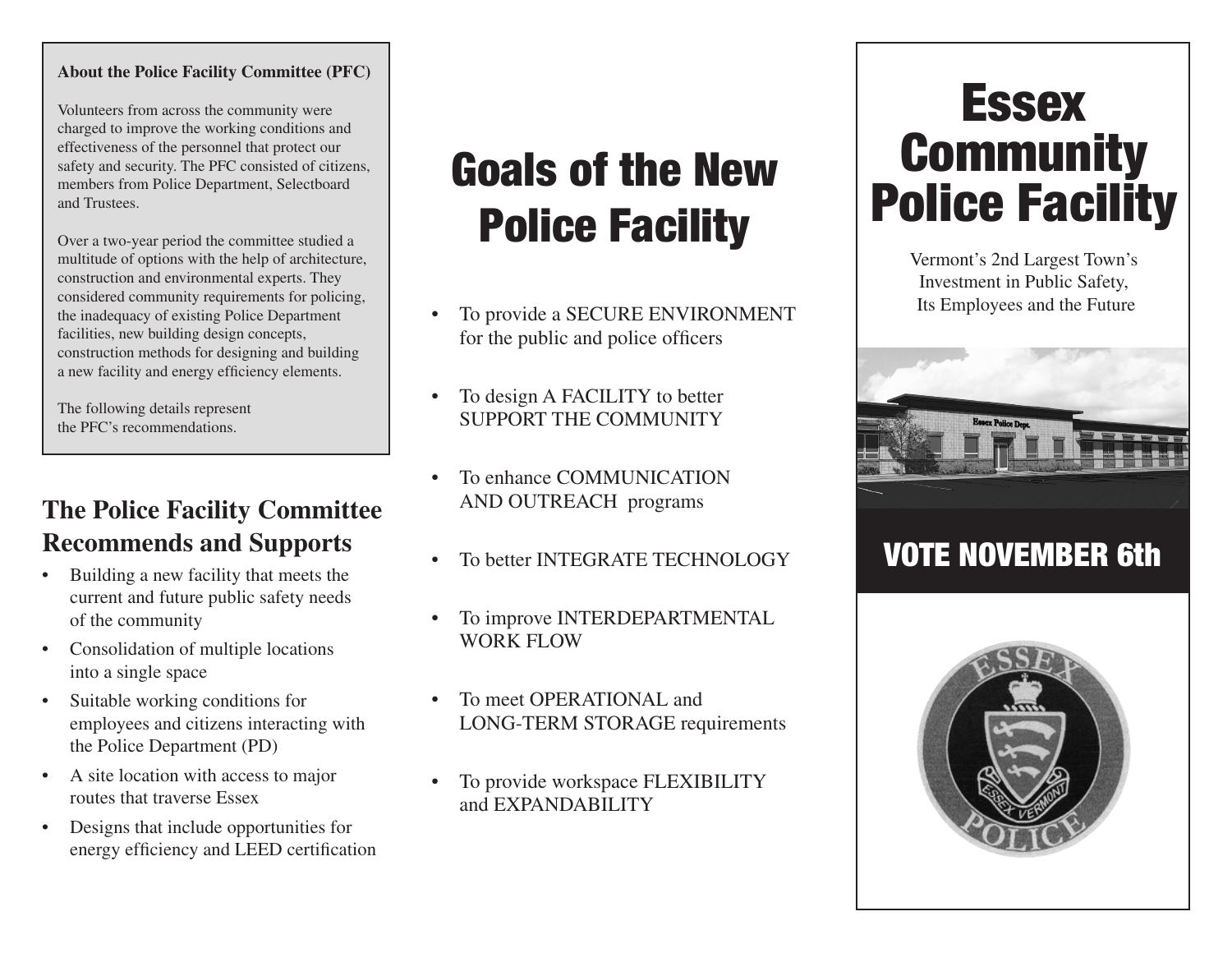**About the Police Facility Committee (PFC)**

Volunteers from across the community were charged to improve the working conditions and effectiveness of the personnel that protect our safety and security. The PFC consisted of citizens, members from Police Department, Selectboard and Trustees.

Over a two-year period the committee studied a multitude of options with the help of architecture, construction and environmental experts. They considered community requirements for policing, the inadequacy of existing Police Department facilities, new building design concepts, construction methods for designing and building a new facility and energy efficiency elements.

The following details represent the PFC's recommendations.

## The Police Facility Committee Recommends and Supports

- Building a new facility that meets the current and future public safety needs of the community
- Consolidation of multiple locations into a single space
- Suitable working conditions for employees and citizens interacting with the Police Department (PD)
- A site location with access to major routes that traverse Essex
- Designs that include opportunities for energy efficiency and LEED certification

# Goals of the New Police Facility

- To provide a SECURE ENVIRONMENT for the public and police officers
- To design A FACILITY to better SUPPORT THE COMMUNITY
- To enhance COMMUNICATION AND OUTREACH programs
- To better INTEGRATE TECHNOLOGY
- To improve INTERDEPARTMENTAL WORK FLOW
- To meet OPERATIONAL and LONG-TERM STORAGE requirements
- To provide workspace FLEXIBILITY and EXPANDABILITY

# Essex Community Police Facility

Vermont's 2nd Largest Town's Investment in Public Safety, Its Employees and the Future

Essex Police Dept.

## VOTE NOVEMBER 6th

ESSEX POLICE ESSEX VERMONT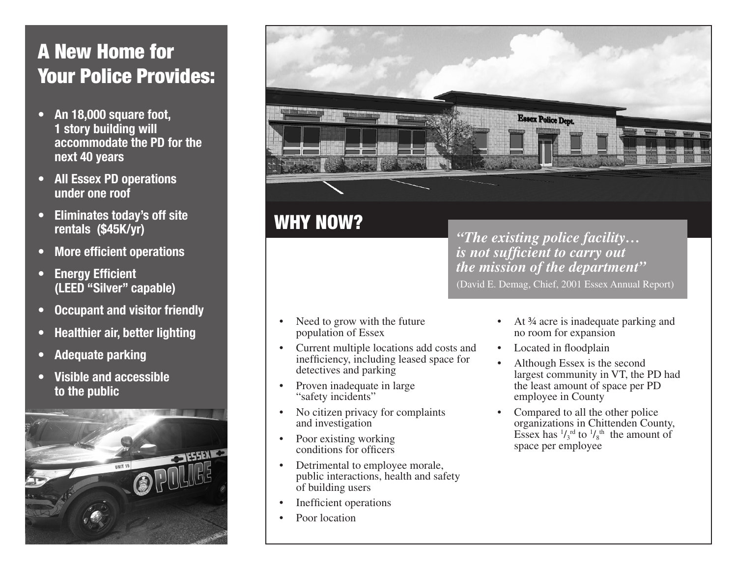## A New Home for Your Police Provides:

- **An 18,000 square foot, 1 story building will accommodate the PD for the next 40 years**
- **All Essex PD operations under one roof**
- **Eliminates today's off site rentals ($45K/yr)**
- **More efficient operations**
- **Energy Efficient (LEED "Silver" capable)**
- **Occupant and visitor friendly**
- **Healthier air, better lighting**
- **Adequate parking**
- **Visible and accessible to the public**

## WHY NOW?

***"The existing police facility… is not sufficient to carry out the mission of the department"***

(David E. Demag, Chief, 2001 Essex Annual Report)

- Need to grow with the future population of Essex
- Current multiple locations add costs and inefficiency, including leased space for detectives and parking
- Proven inadequate in large "safety incidents"
- No citizen privacy for complaints and investigation
- Poor existing working conditions for officers
- Detrimental to employee morale, public interactions, health and safety of building users
- Inefficient operations
- Poor location
- At ¾ acre is inadequate parking and no room for expansion
- Located in floodplain
- Although Essex is the second largest community in VT, the PD had the least amount of space per PD employee in County
- Compared to all the other police organizations in Chittenden County, Essex has $^{1}/_{3}{}^{rd}$ to $^{1}/_{8}{}^{th}$ the amount of space per employee